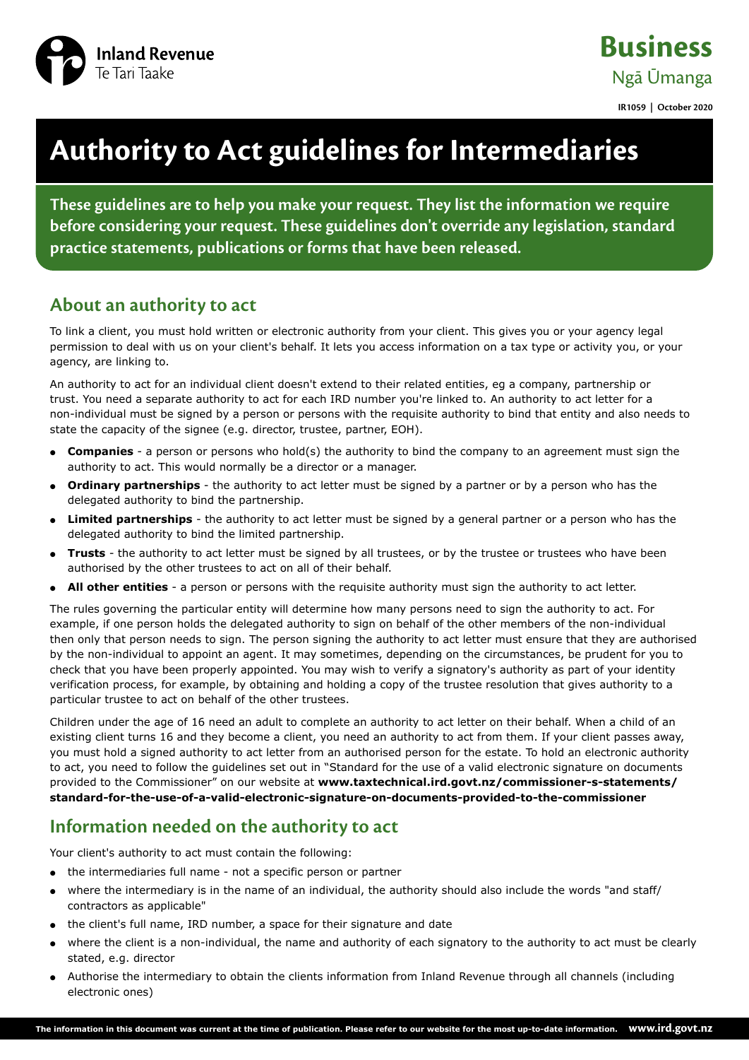Inland Revenue
Te Tari Taake

**Business**
Ngā Ūmanga

**IR1059 | October 2020**

# Authority to Act guidelines for Intermediaries

**These guidelines are to help you make your request. They list the information we require before considering your request. These guidelines don't override any legislation, standard practice statements, publications or forms that have been released.**

## About an authority to act

To link a client, you must hold written or electronic authority from your client. This gives you or your agency legal permission to deal with us on your client's behalf. It lets you access information on a tax type or activity you, or your agency, are linking to.

An authority to act for an individual client doesn't extend to their related entities, eg a company, partnership or trust. You need a separate authority to act for each IRD number you're linked to. An authority to act letter for a non-individual must be signed by a person or persons with the requisite authority to bind that entity and also needs to state the capacity of the signee (e.g. director, trustee, partner, EOH).

- **Companies** - a person or persons who hold(s) the authority to bind the company to an agreement must sign the authority to act. This would normally be a director or a manager.
- **Ordinary partnerships** - the authority to act letter must be signed by a partner or by a person who has the delegated authority to bind the partnership.
- **Limited partnerships** - the authority to act letter must be signed by a general partner or a person who has the delegated authority to bind the limited partnership.
- **Trusts** - the authority to act letter must be signed by all trustees, or by the trustee or trustees who have been authorised by the other trustees to act on all of their behalf.
- **All other entities** - a person or persons with the requisite authority must sign the authority to act letter.

The rules governing the particular entity will determine how many persons need to sign the authority to act. For example, if one person holds the delegated authority to sign on behalf of the other members of the non-individual then only that person needs to sign. The person signing the authority to act letter must ensure that they are authorised by the non-individual to appoint an agent. It may sometimes, depending on the circumstances, be prudent for you to check that you have been properly appointed. You may wish to verify a signatory's authority as part of your identity verification process, for example, by obtaining and holding a copy of the trustee resolution that gives authority to a particular trustee to act on behalf of the other trustees.

Children under the age of 16 need an adult to complete an authority to act letter on their behalf. When a child of an existing client turns 16 and they become a client, you need an authority to act from them. If your client passes away, you must hold a signed authority to act letter from an authorised person for the estate. To hold an electronic authority to act, you need to follow the guidelines set out in "Standard for the use of a valid electronic signature on documents provided to the Commissioner" on our website at **www.taxtechnical.ird.govt.nz/commissioner-s-statements/standard-for-the-use-of-a-valid-electronic-signature-on-documents-provided-to-the-commissioner**

## Information needed on the authority to act

Your client's authority to act must contain the following:

- the intermediaries full name - not a specific person or partner
- where the intermediary is in the name of an individual, the authority should also include the words "and staff/ contractors as applicable"
- the client's full name, IRD number, a space for their signature and date
- where the client is a non-individual, the name and authority of each signatory to the authority to act must be clearly stated, e.g. director
- Authorise the intermediary to obtain the clients information from Inland Revenue through all channels (including electronic ones)

The information in this document was current at the time of publication. Please refer to our website for the most up-to-date information. **www.ird.govt.nz**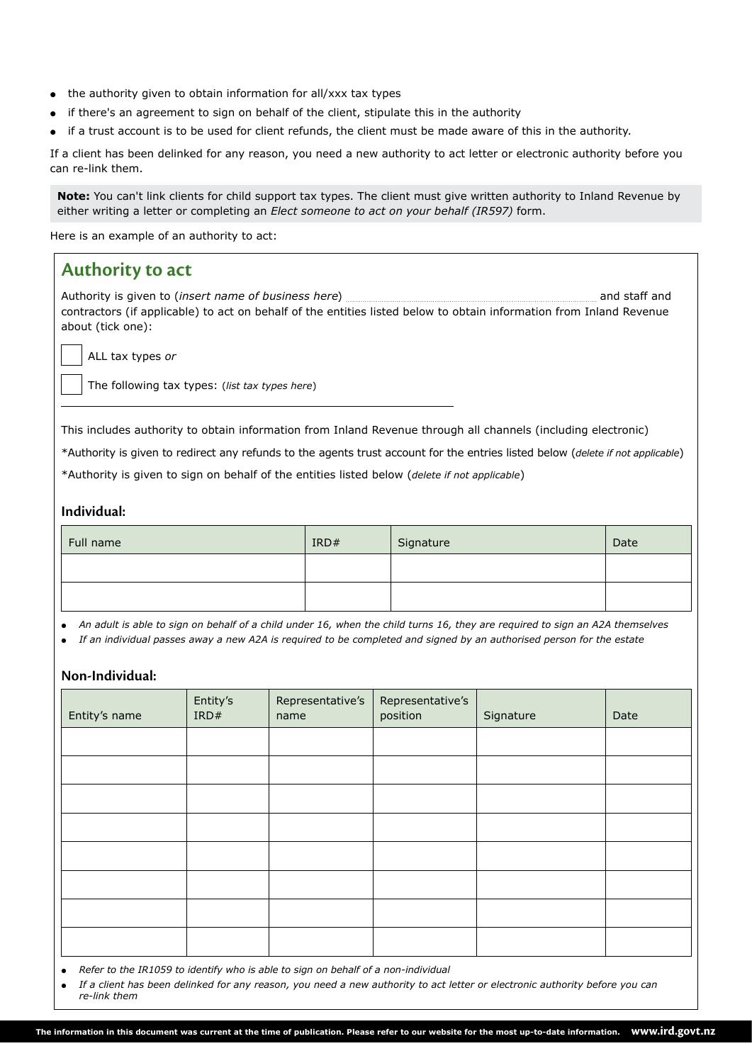- the authority given to obtain information for all/xxx tax types
- if there's an agreement to sign on behalf of the client, stipulate this in the authority
- if a trust account is to be used for client refunds, the client must be made aware of this in the authority.

If a client has been delinked for any reason, you need a new authority to act letter or electronic authority before you can re-link them.

**Note:** You can't link clients for child support tax types. The client must give written authority to Inland Revenue by either writing a letter or completing an *Elect someone to act on your behalf (IR597)* form.

Here is an example of an authority to act:

## Authority to act

Authority is given to (*insert name of business here*) ........................................ and staff and contractors (if applicable) to act on behalf of the entities listed below to obtain information from Inland Revenue about (tick one):

☐ ALL tax types *or*

☐ The following tax types: (*list tax types here*)

\_\_\_\_\_\_\_\_\_\_\_\_\_\_\_\_\_\_\_\_\_\_\_\_\_\_\_\_\_\_\_\_\_\_\_\_\_\_\_\_\_\_\_\_\_\_\_\_

This includes authority to obtain information from Inland Revenue through all channels (including electronic)

*Authority is given to redirect any refunds to the agents trust account for the entries listed below (*delete if not applicable*)

*Authority is given to sign on behalf of the entities listed below (*delete if not applicable*)

### Individual:

| Full name | IRD# | Signature | Date |
|---|---|---|---|
| | | | |
| | | | |

- *An adult is able to sign on behalf of a child under 16, when the child turns 16, they are required to sign an A2A themselves*
- *If an individual passes away a new A2A is required to be completed and signed by an authorised person for the estate*

### Non-Individual:

| Entity's name | Entity's IRD# | Representative's name | Representative's position | Signature | Date |
|---|---|---|---|---|---|
| | | | | | |
| | | | | | |
| | | | | | |
| | | | | | |
| | | | | | |
| | | | | | |
| | | | | | |
| | | | | | |

- *Refer to the IR1059 to identify who is able to sign on behalf of a non-individual*
- *If a client has been delinked for any reason, you need a new authority to act letter or electronic authority before you can re-link them*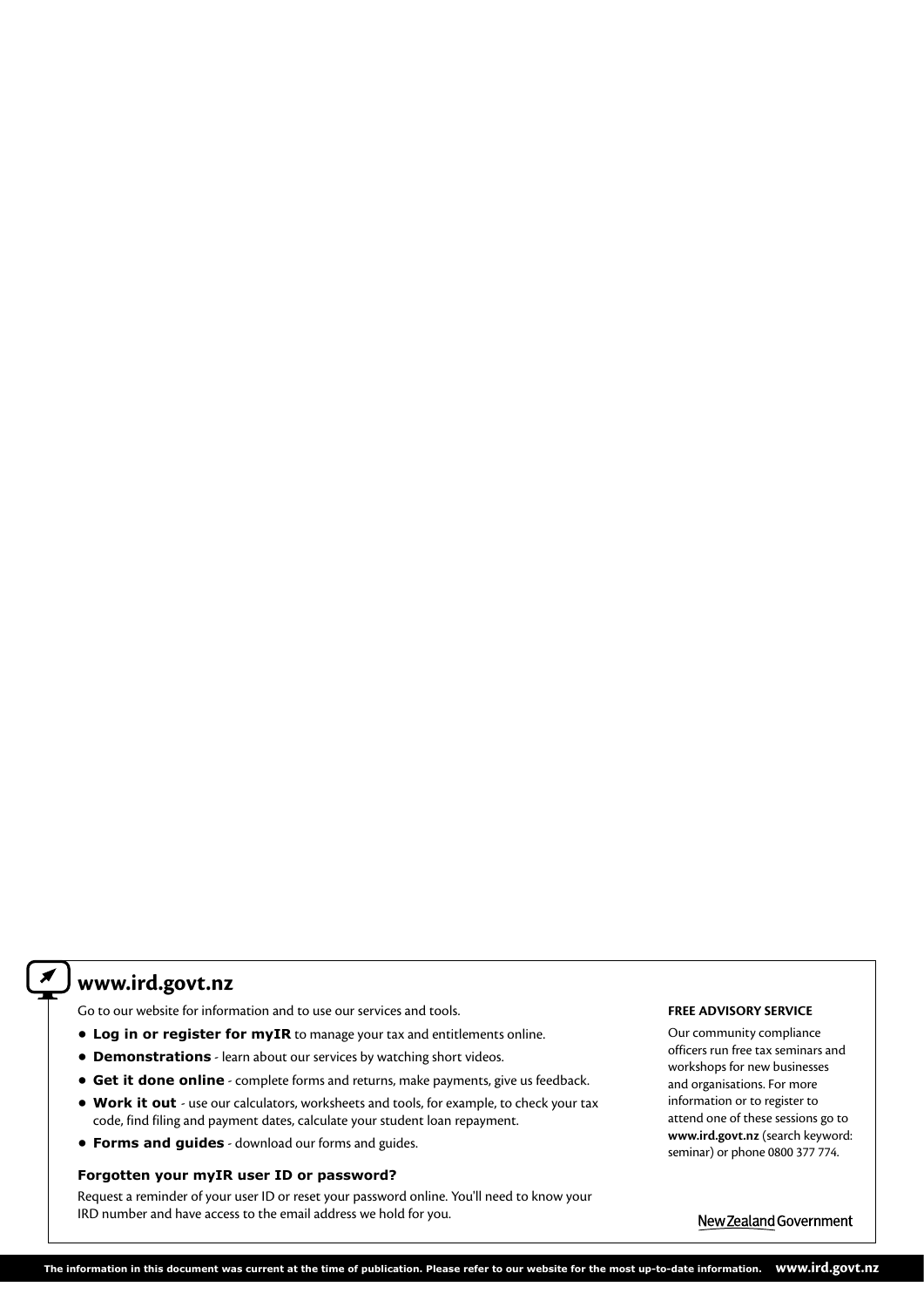## www.ird.govt.nz

Go to our website for information and to use our services and tools.

- **Log in or register for myIR** to manage your tax and entitlements online.
- **Demonstrations** - learn about our services by watching short videos.
- **Get it done online** - complete forms and returns, make payments, give us feedback.
- **Work it out** - use our calculators, worksheets and tools, for example, to check your tax code, find filing and payment dates, calculate your student loan repayment.
- **Forms and guides** - download our forms and guides.

### Forgotten your myIR user ID or password?

Request a reminder of your user ID or reset your password online. You'll need to know your IRD number and have access to the email address we hold for you.

**FREE ADVISORY SERVICE**

Our community compliance officers run free tax seminars and workshops for new businesses and organisations. For more information or to register to attend one of these sessions go to **www.ird.govt.nz** (search keyword: seminar) or phone 0800 377 774.

New Zealand Government

The information in this document was current at the time of publication. Please refer to our website for the most up-to-date information. **www.ird.govt.nz**